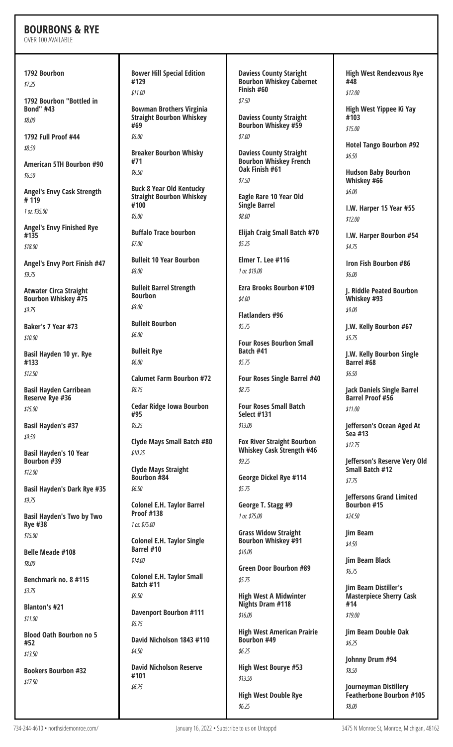# BOURBONS & RYE

OVER 100 AVAILABLE

**1792 Bourbon**
*$7.25*

**1792 Bourbon "Bottled in Bond" #43**
*$8.00*

**1792 Full Proof #44**
*$8.50*

**American 5TH Bourbon #90**
*$6.50*

**Angel's Envy Cask Strength # 119**
*1 oz. $35.00*

**Angel's Envy Finished Rye #135**
*$18.00*

**Angel's Envy Port Finish #47**
*$9.75*

**Atwater Circa Straight Bourbon Whiskey #75**
*$9.75*

**Baker's 7 Year #73**
*$10.00*

**Basil Hayden 10 yr. Rye #133**
*$12.50*

**Basil Hayden Carribean Reserve Rye #36**
*$15.00*

**Basil Hayden's #37**
*$9.50*

**Basil Hayden's 10 Year Bourbon #39**
*$12.00*

**Basil Hayden's Dark Rye #35**
*$9.75*

**Basil Hayden's Two by Two Rye #38**
*$15.00*

**Belle Meade #108**
*$8.00*

**Benchmark no. 8 #115**
*$3.75*

**Blanton's #21**
*$11.00*

**Blood Oath Bourbon no 5 #52**
*$13.50*

**Bookers Bourbon #32**
*$17.50*

**Bower Hill Special Edition #129**
*$11.00*

**Bowman Brothers Virginia Straight Bourbon Whiskey #69**
*$5.00*

**Breaker Bourbon Whisky #71**
*$9.50*

**Buck 8 Year Old Kentucky Straight Bourbon Whiskey #100**
*$5.00*

**Buffalo Trace bourbon**
*$7.00*

**Bulleit 10 Year Bourbon**
*$8.00*

**Bulleit Barrel Strength Bourbon**
*$8.00*

**Bulleit Bourbon**
*$6.00*

**Bulleit Rye**
*$6.00*

**Calumet Farm Bourbon #72**
*$8.75*

**Cedar Ridge Iowa Bourbon #95**
*$5.25*

**Clyde Mays Small Batch #80**
*$10.25*

**Clyde Mays Straight Bourbon #84**
*$6.50*

**Colonel E.H. Taylor Barrel Proof #138**
*1 oz. $75.00*

**Colonel E.H. Taylor Single Barrel #10**
*$14.00*

**Colonel E.H. Taylor Small Batch #11**
*$9.50*

**Davenport Bourbon #111**
*$5.75*

**David Nicholson 1843 #110**
*$4.50*

**David Nicholson Reserve #101**
*$6.25*

**Daviess County Staright Bourbon Whiskey Cabernet Finish #60**
*$7.50*

**Daviess County Straight Bourbon Whiskey #59**
*$7.00*

**Daviess County Straight Bourbon Whiskey French Oak Finish #61**
*$7.50*

**Eagle Rare 10 Year Old Single Barrel**
*$8.00*

**Elijah Craig Small Batch #70**
*$5.25*

**Elmer T. Lee #116**
*1 oz. $19.00*

**Ezra Brooks Bourbon #109**
*$4.00*

**Flatlanders #96**
*$5.75*

**Four Roses Bourbon Small Batch #41**
*$5.75*

**Four Roses Single Barrel #40**
*$8.75*

**Four Roses Small Batch Select #131**
*$13.00*

**Fox River Straight Bourbon Whiskey Cask Strength #46**
*$9.25*

**George Dickel Rye #114**
*$5.75*

**George T. Stagg #9**
*1 oz. $75.00*

**Grass Widow Straight Bourbon Whiskey #91**
*$10.00*

**Green Door Bourbon #89**
*$5.75*

**High West A Midwinter Nights Dram #118**
*$16.00*

**High West American Prairie Bourbon #49**
*$6.25*

**High West Bourye #53**
*$13.50*

**High West Double Rye**
*$6.25*

**High West Rendezvous Rye #48**
*$12.00*

**High West Yippee Ki Yay #103**
*$15.00*

**Hotel Tango Bourbon #92**
*$6.50*

**Hudson Baby Bourbon Whiskey #66**
*$6.00*

**I.W. Harper 15 Year #55**
*$12.00*

**I.W. Harper Bourbon #54**
*$4.75*

**Iron Fish Bourbon #86**
*$6.00*

**J. Riddle Peated Bourbon Whiskey #93**
*$9.00*

**J.W. Kelly Bourbon #67**
*$5.75*

**J.W. Kelly Bourbon Single Barrel #68**
*$6.50*

**Jack Daniels Single Barrel Barrel Proof #56**
*$11.00*

**Jefferson's Ocean Aged At Sea #13**
*$12.75*

**Jefferson's Reserve Very Old Small Batch #12**
*$7.75*

**Jeffersons Grand Limited Bourbon #15**
*$24.50*

**Jim Beam**
*$4.50*

**Jim Beam Black**
*$6.75*

**Jim Beam Distiller's Masterpiece Sherry Cask #14**
*$19.00*

**Jim Beam Double Oak**
*$6.25*

**Johnny Drum #94**
*$8.50*

**Journeyman Distillery Featherbone Bourbon #105**
*$8.00*

734-244-4610 • northsidemonroe.com/ January 16, 2022 • Subscribe to us on Untappd 3475 N Monroe St, Monroe, Michigan, 48162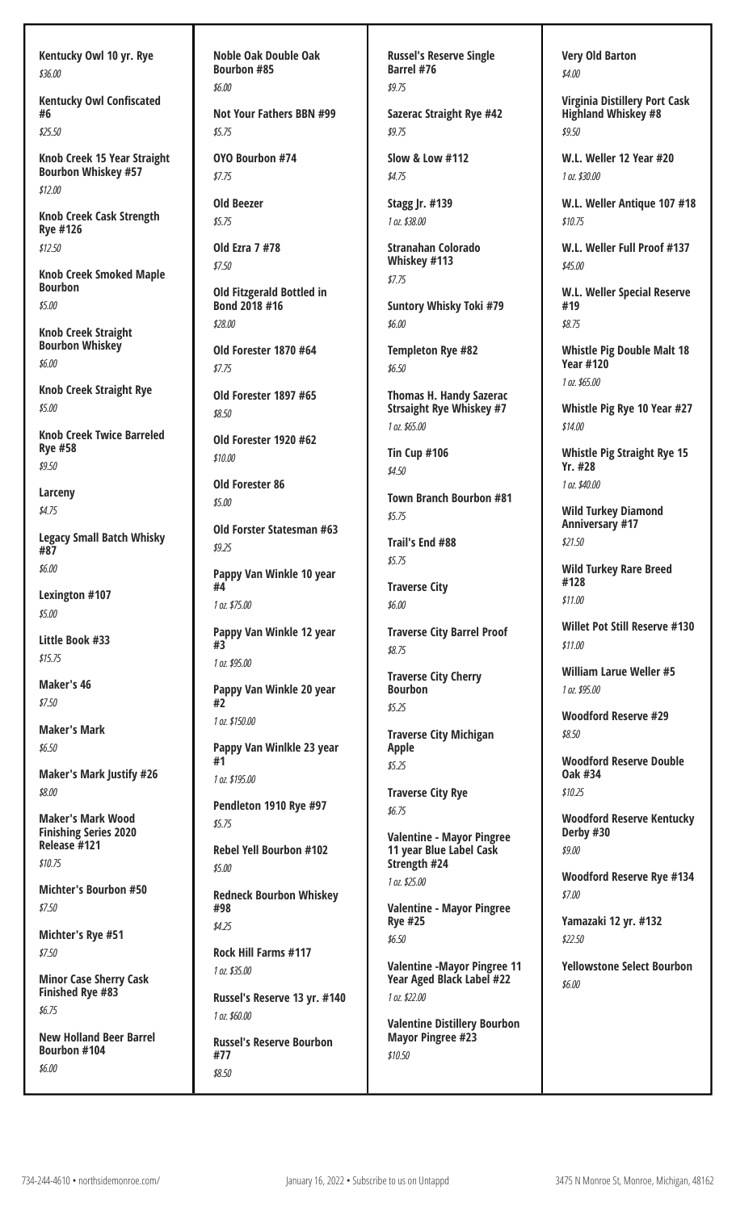**Kentucky Owl 10 yr. Rye**
*$36.00*

**Kentucky Owl Confiscated #6**
*$25.50*

**Knob Creek 15 Year Straight Bourbon Whiskey #57**
*$12.00*

**Knob Creek Cask Strength Rye #126**
*$12.50*

**Knob Creek Smoked Maple Bourbon**
*$5.00*

**Knob Creek Straight Bourbon Whiskey**
*$6.00*

**Knob Creek Straight Rye**
*$5.00*

**Knob Creek Twice Barreled Rye #58**
*$9.50*

**Larceny**
*$4.75*

**Legacy Small Batch Whisky #87**
*$6.00*

**Lexington #107**
*$5.00*

**Little Book #33**
*$15.75*

**Maker's 46**
*$7.50*

**Maker's Mark**
*$6.50*

**Maker's Mark Justify #26**
*$8.00*

**Maker's Mark Wood Finishing Series 2020 Release #121**
*$10.75*

**Michter's Bourbon #50**
*$7.50*

**Michter's Rye #51**
*$7.50*

**Minor Case Sherry Cask Finished Rye #83**
*$6.75*

**New Holland Beer Barrel Bourbon #104**
*$6.00*

**Noble Oak Double Oak Bourbon #85**
*$6.00*

**Not Your Fathers BBN #99**
*$5.75*

**OYO Bourbon #74**
*$7.75*

**Old Beezer**
*$5.75*

**Old Ezra 7 #78**
*$7.50*

**Old Fitzgerald Bottled in Bond 2018 #16**
*$28.00*

**Old Forester 1870 #64**
*$7.75*

**Old Forester 1897 #65**
*$8.50*

**Old Forester 1920 #62**
*$10.00*

**Old Forester 86**
*$5.00*

**Old Forster Statesman #63**
*$9.25*

**Pappy Van Winkle 10 year #4**
*1 oz. $75.00*

**Pappy Van Winkle 12 year #3**
*1 oz. $95.00*

**Pappy Van Winkle 20 year #2**
*1 oz. $150.00*

**Pappy Van Winlkle 23 year #1**
*1 oz. $195.00*

**Pendleton 1910 Rye #97**
*$5.75*

**Rebel Yell Bourbon #102**
*$5.00*

**Redneck Bourbon Whiskey #98**
*$4.25*

**Rock Hill Farms #117**
*1 oz. $35.00*

**Russel's Reserve 13 yr. #140**
*1 oz. $60.00*

**Russel's Reserve Bourbon #77**
*$8.50*

**Russel's Reserve Single Barrel #76**
*$9.75*

**Sazerac Straight Rye #42**
*$9.75*

**Slow & Low #112**
*$4.75*

**Stagg Jr. #139**
*1 oz. $38.00*

**Stranahan Colorado Whiskey #113**
*$7.75*

**Suntory Whisky Toki #79**
*$6.00*

**Templeton Rye #82**
*$6.50*

**Thomas H. Handy Sazerac Strsaight Rye Whiskey #7**
*1 oz. $65.00*

**Tin Cup #106**
*$4.50*

**Town Branch Bourbon #81**
*$5.75*

**Trail's End #88**
*$5.75*

**Traverse City**
*$6.00*

**Traverse City Barrel Proof**
*$8.75*

**Traverse City Cherry Bourbon**
*$5.25*

**Traverse City Michigan Apple**
*$5.25*

**Traverse City Rye**
*$6.75*

**Valentine - Mayor Pingree 11 year Blue Label Cask Strength #24**
*1 oz. $25.00*

**Valentine - Mayor Pingree Rye #25**
*$6.50*

**Valentine -Mayor Pingree 11 Year Aged Black Label #22**
*1 oz. $22.00*

**Valentine Distillery Bourbon Mayor Pingree #23**
*$10.50*

**Very Old Barton**
*$4.00*

**Virginia Distillery Port Cask Highland Whiskey #8**
*$9.50*

**W.L. Weller 12 Year #20**
*1 oz. $30.00*

**W.L. Weller Antique 107 #18**
*$10.75*

**W.L. Weller Full Proof #137**
*$45.00*

**W.L. Weller Special Reserve #19**
*$8.75*

**Whistle Pig Double Malt 18 Year #120**
*1 oz. $65.00*

**Whistle Pig Rye 10 Year #27**
*$14.00*

**Whistle Pig Straight Rye 15 Yr. #28**
*1 oz. $40.00*

**Wild Turkey Diamond Anniversary #17**
*$21.50*

**Wild Turkey Rare Breed #128**
*$11.00*

**Willet Pot Still Reserve #130**
*$11.00*

**William Larue Weller #5**
*1 oz. $95.00*

**Woodford Reserve #29**
*$8.50*

**Woodford Reserve Double Oak #34**
*$10.25*

**Woodford Reserve Kentucky Derby #30**
*$9.00*

**Woodford Reserve Rye #134**
*$7.00*

**Yamazaki 12 yr. #132**
*$22.50*

**Yellowstone Select Bourbon**
*$6.00*

734-244-4610 • northsidemonroe.com/ January 16, 2022 • Subscribe to us on Untappd 3475 N Monroe St, Monroe, Michigan, 48162